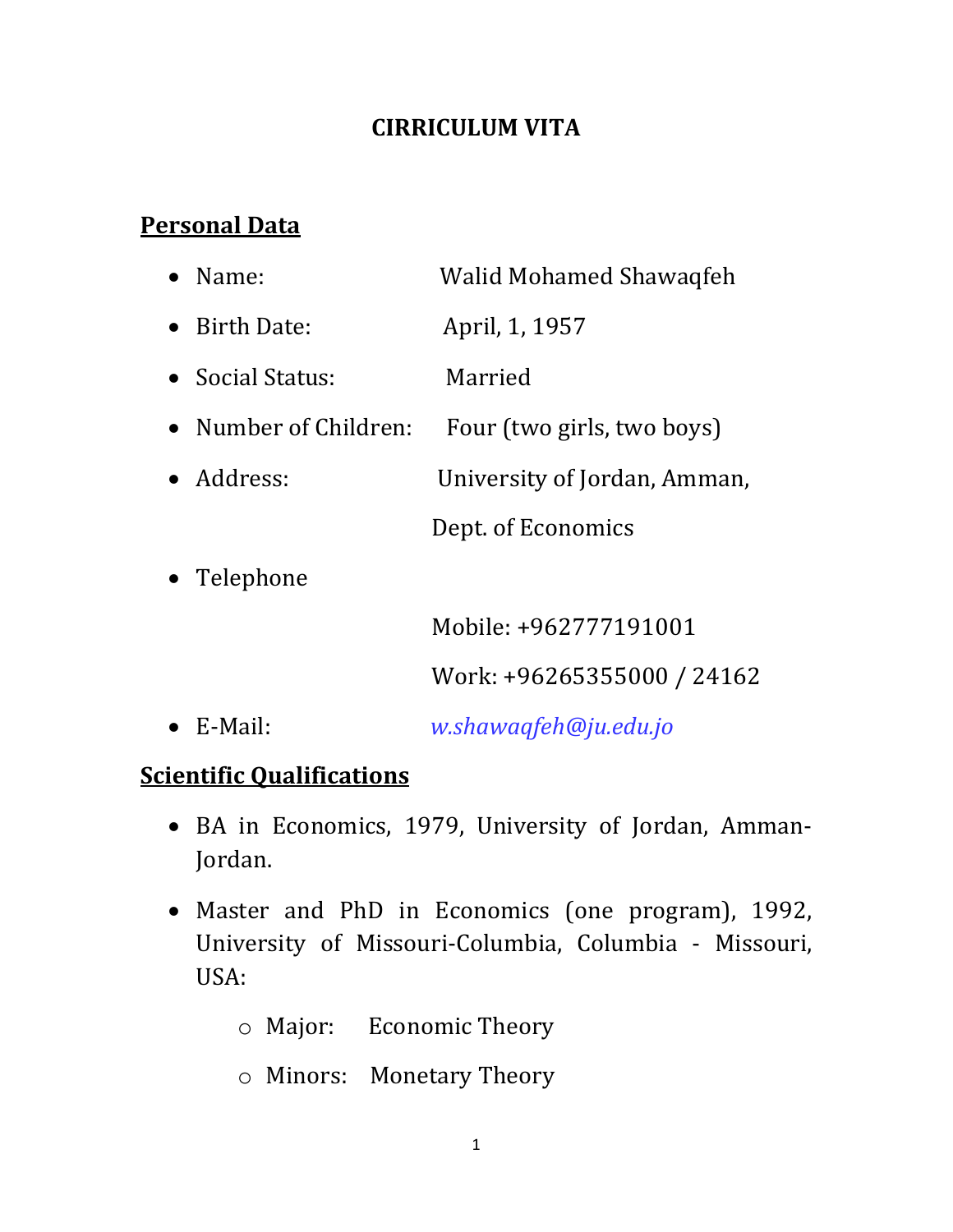# CIRRICULUM VITA

## Personal Data

- Name: Walid Mohamed Shawaqfeh
- Birth Date: April, 1, 1957
- Social Status: Married
- Number of Children: Four (two girls, two boys)
- Address: University of Jordan, Amman, Dept. of Economics
- Telephone

  Mobile: +962777191001

  Work: +96265355000 / 24162
- E-Mail: *w.shawaqfeh@ju.edu.jo*

## Scientific Qualifications

- BA in Economics, 1979, University of Jordan, Amman-Jordan.
- Master and PhD in Economics (one program), 1992, University of Missouri-Columbia, Columbia - Missouri, USA:
  - Major: Economic Theory
  - Minors: Monetary Theory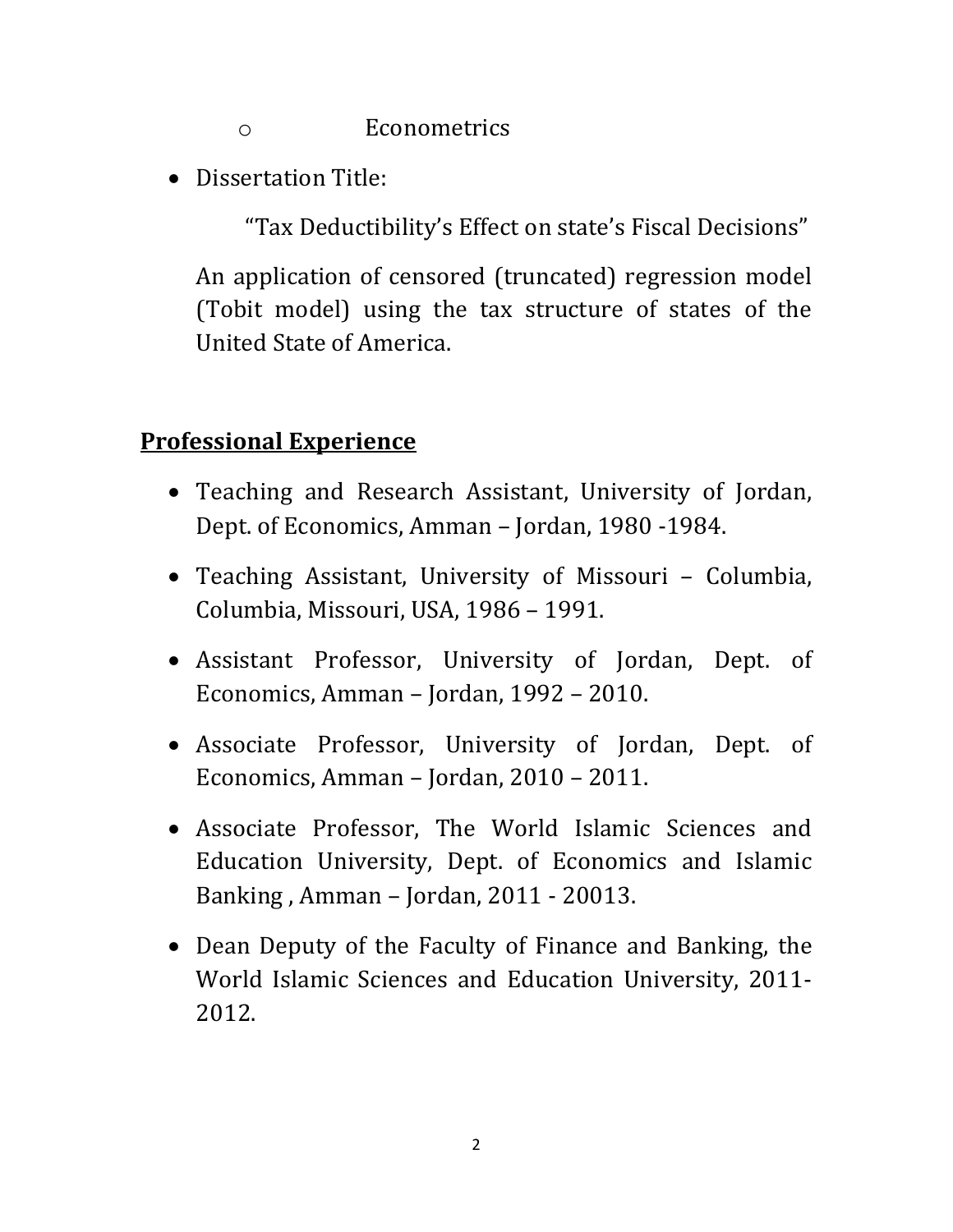- Econometrics

- Dissertation Title:

  "Tax Deductibility's Effect on state's Fiscal Decisions"

  An application of censored (truncated) regression model (Tobit model) using the tax structure of states of the United State of America.

## **Professional Experience**

- Teaching and Research Assistant, University of Jordan, Dept. of Economics, Amman – Jordan, 1980 -1984.
- Teaching Assistant, University of Missouri – Columbia, Columbia, Missouri, USA, 1986 – 1991.
- Assistant Professor, University of Jordan, Dept. of Economics, Amman – Jordan, 1992 – 2010.
- Associate Professor, University of Jordan, Dept. of Economics, Amman – Jordan, 2010 – 2011.
- Associate Professor, The World Islamic Sciences and Education University, Dept. of Economics and Islamic Banking , Amman – Jordan, 2011 - 20013.
- Dean Deputy of the Faculty of Finance and Banking, the World Islamic Sciences and Education University, 2011-2012.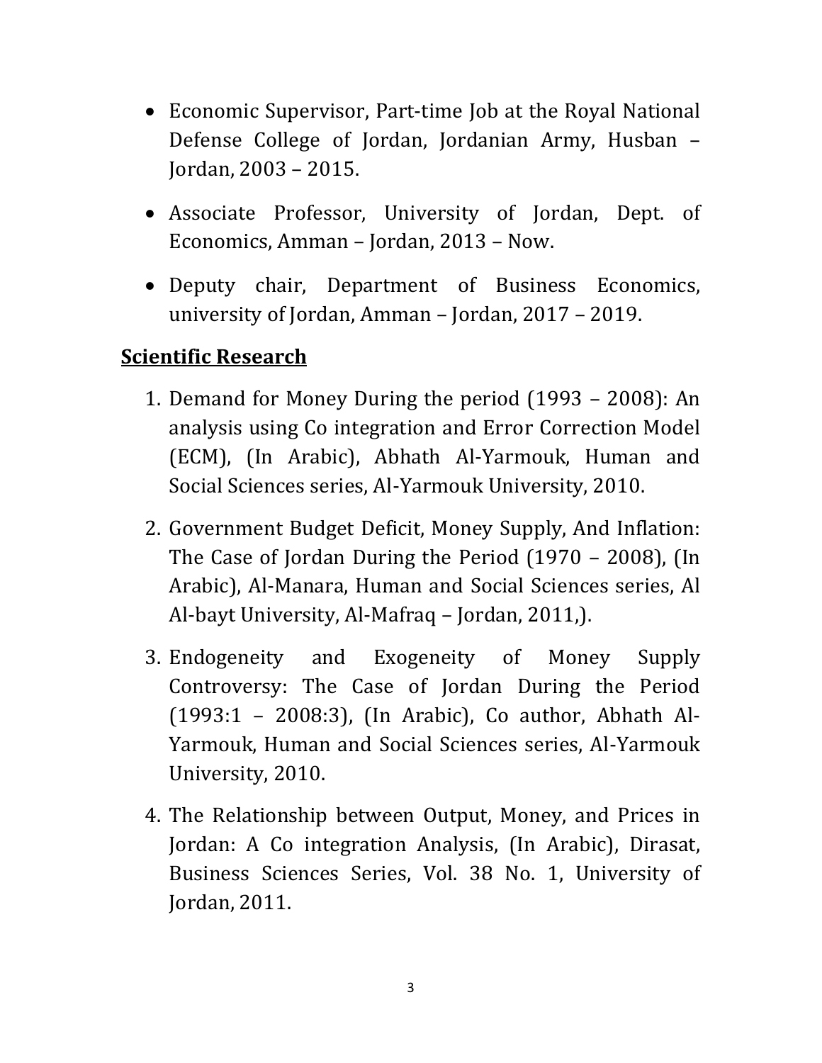- Economic Supervisor, Part-time Job at the Royal National Defense College of Jordan, Jordanian Army, Husban – Jordan, 2003 – 2015.
- Associate Professor, University of Jordan, Dept. of Economics, Amman – Jordan, 2013 – Now.
- Deputy chair, Department of Business Economics, university of Jordan, Amman – Jordan, 2017 – 2019.

## **Scientific Research**

1. Demand for Money During the period (1993 – 2008): An analysis using Co integration and Error Correction Model (ECM), (In Arabic), Abhath Al-Yarmouk, Human and Social Sciences series, Al-Yarmouk University, 2010.
2. Government Budget Deficit, Money Supply, And Inflation: The Case of Jordan During the Period (1970 – 2008), (In Arabic), Al-Manara, Human and Social Sciences series, Al Al-bayt University, Al-Mafraq – Jordan, 2011,).
3. Endogeneity and Exogeneity of Money Supply Controversy: The Case of Jordan During the Period (1993:1 – 2008:3), (In Arabic), Co author, Abhath Al-Yarmouk, Human and Social Sciences series, Al-Yarmouk University, 2010.
4. The Relationship between Output, Money, and Prices in Jordan: A Co integration Analysis, (In Arabic), Dirasat, Business Sciences Series, Vol. 38 No. 1, University of Jordan, 2011.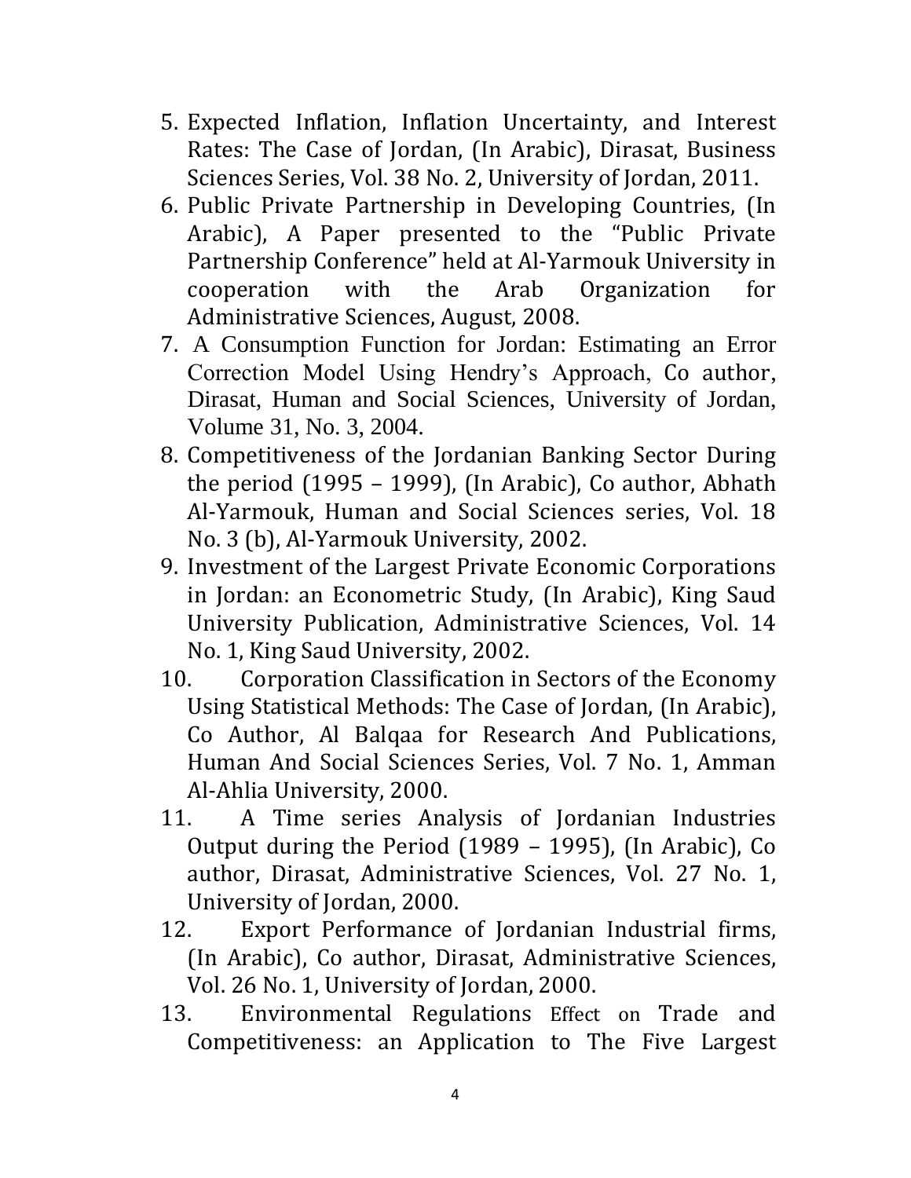5. Expected Inflation, Inflation Uncertainty, and Interest Rates: The Case of Jordan, (In Arabic), Dirasat, Business Sciences Series, Vol. 38 No. 2, University of Jordan, 2011.
6. Public Private Partnership in Developing Countries, (In Arabic), A Paper presented to the "Public Private Partnership Conference" held at Al-Yarmouk University in cooperation with the Arab Organization for Administrative Sciences, August, 2008.
7. A Consumption Function for Jordan: Estimating an Error Correction Model Using Hendry's Approach, Co author, Dirasat, Human and Social Sciences, University of Jordan, Volume 31, No. 3, 2004.
8. Competitiveness of the Jordanian Banking Sector During the period (1995 – 1999), (In Arabic), Co author, Abhath Al-Yarmouk, Human and Social Sciences series, Vol. 18 No. 3 (b), Al-Yarmouk University, 2002.
9. Investment of the Largest Private Economic Corporations in Jordan: an Econometric Study, (In Arabic), King Saud University Publication, Administrative Sciences, Vol. 14 No. 1, King Saud University, 2002.
10. Corporation Classification in Sectors of the Economy Using Statistical Methods: The Case of Jordan, (In Arabic), Co Author, Al Balqaa for Research And Publications, Human And Social Sciences Series, Vol. 7 No. 1, Amman Al-Ahlia University, 2000.
11. A Time series Analysis of Jordanian Industries Output during the Period (1989 – 1995), (In Arabic), Co author, Dirasat, Administrative Sciences, Vol. 27 No. 1, University of Jordan, 2000.
12. Export Performance of Jordanian Industrial firms, (In Arabic), Co author, Dirasat, Administrative Sciences, Vol. 26 No. 1, University of Jordan, 2000.
13. Environmental Regulations Effect on Trade and Competitiveness: an Application to The Five Largest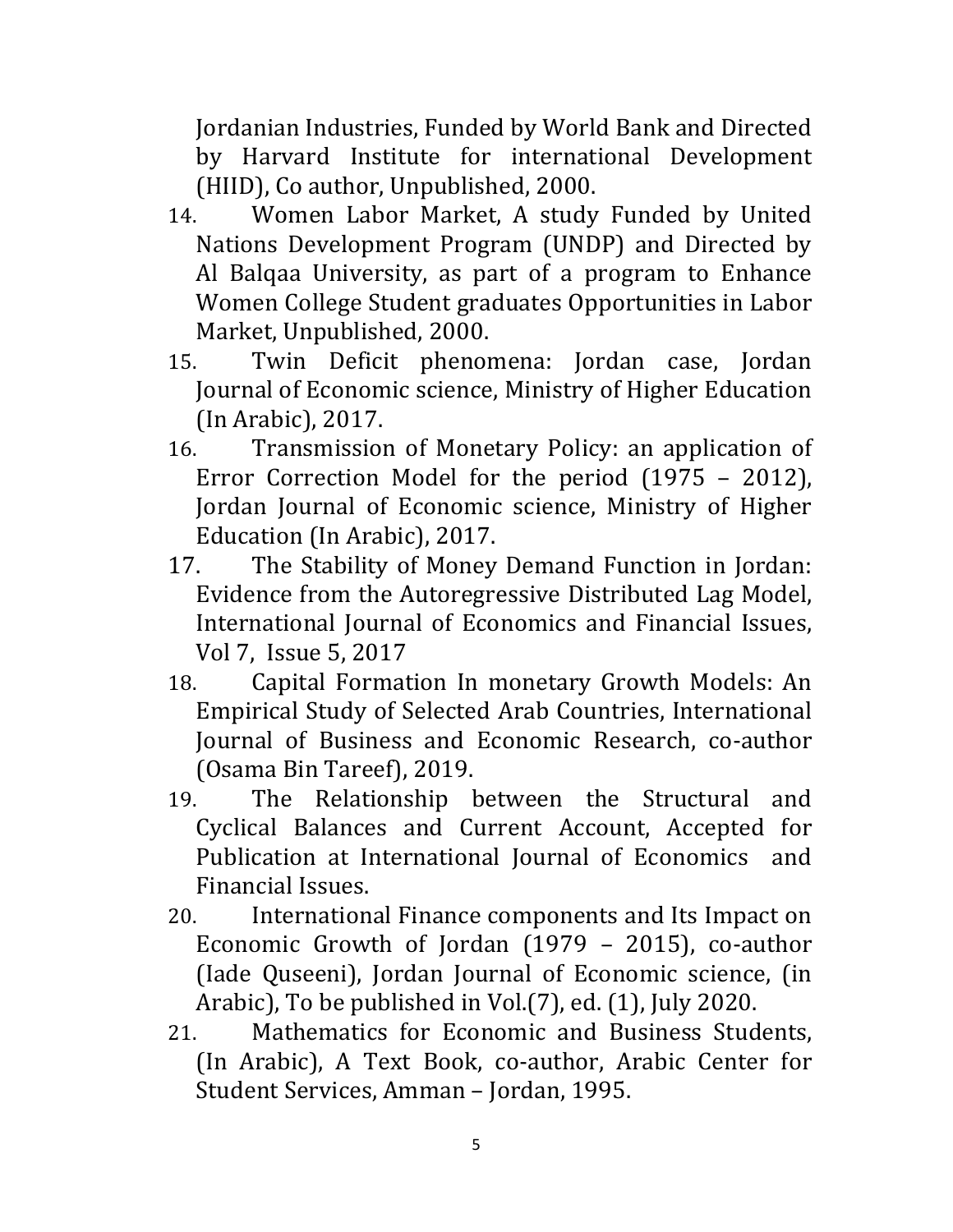Jordanian Industries, Funded by World Bank and Directed by Harvard Institute for international Development (HIID), Co author, Unpublished, 2000.

14. Women Labor Market, A study Funded by United Nations Development Program (UNDP) and Directed by Al Balqaa University, as part of a program to Enhance Women College Student graduates Opportunities in Labor Market, Unpublished, 2000.
15. Twin Deficit phenomena: Jordan case, Jordan Journal of Economic science, Ministry of Higher Education (In Arabic), 2017.
16. Transmission of Monetary Policy: an application of Error Correction Model for the period (1975 – 2012), Jordan Journal of Economic science, Ministry of Higher Education (In Arabic), 2017.
17. The Stability of Money Demand Function in Jordan: Evidence from the Autoregressive Distributed Lag Model, International Journal of Economics and Financial Issues, Vol 7, Issue 5, 2017
18. Capital Formation In monetary Growth Models: An Empirical Study of Selected Arab Countries, International Journal of Business and Economic Research, co-author (Osama Bin Tareef), 2019.
19. The Relationship between the Structural and Cyclical Balances and Current Account, Accepted for Publication at International Journal of Economics and Financial Issues.
20. International Finance components and Its Impact on Economic Growth of Jordan (1979 – 2015), co-author (Iade Quseeni), Jordan Journal of Economic science, (in Arabic), To be published in Vol.(7), ed. (1), July 2020.
21. Mathematics for Economic and Business Students, (In Arabic), A Text Book, co-author, Arabic Center for Student Services, Amman – Jordan, 1995.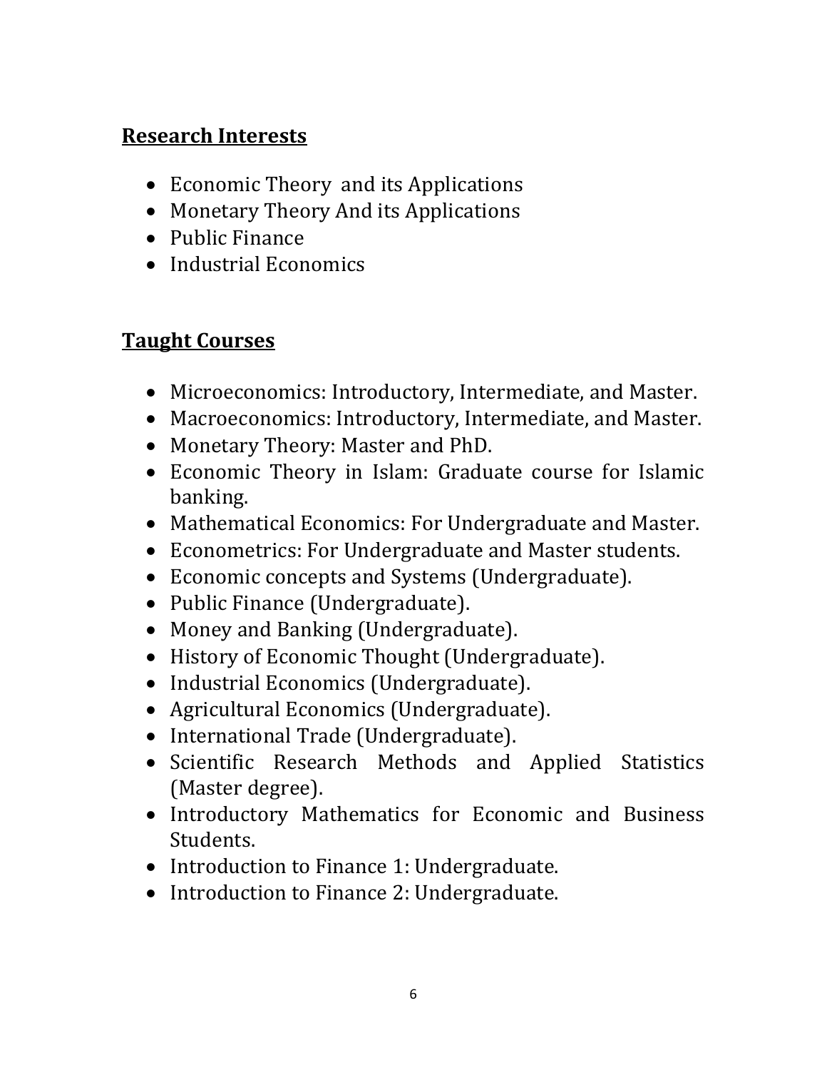## Research Interests

- Economic Theory and its Applications
- Monetary Theory And its Applications
- Public Finance
- Industrial Economics

## Taught Courses

- Microeconomics: Introductory, Intermediate, and Master.
- Macroeconomics: Introductory, Intermediate, and Master.
- Monetary Theory: Master and PhD.
- Economic Theory in Islam: Graduate course for Islamic banking.
- Mathematical Economics: For Undergraduate and Master.
- Econometrics: For Undergraduate and Master students.
- Economic concepts and Systems (Undergraduate).
- Public Finance (Undergraduate).
- Money and Banking (Undergraduate).
- History of Economic Thought (Undergraduate).
- Industrial Economics (Undergraduate).
- Agricultural Economics (Undergraduate).
- International Trade (Undergraduate).
- Scientific Research Methods and Applied Statistics (Master degree).
- Introductory Mathematics for Economic and Business Students.
- Introduction to Finance 1: Undergraduate.
- Introduction to Finance 2: Undergraduate.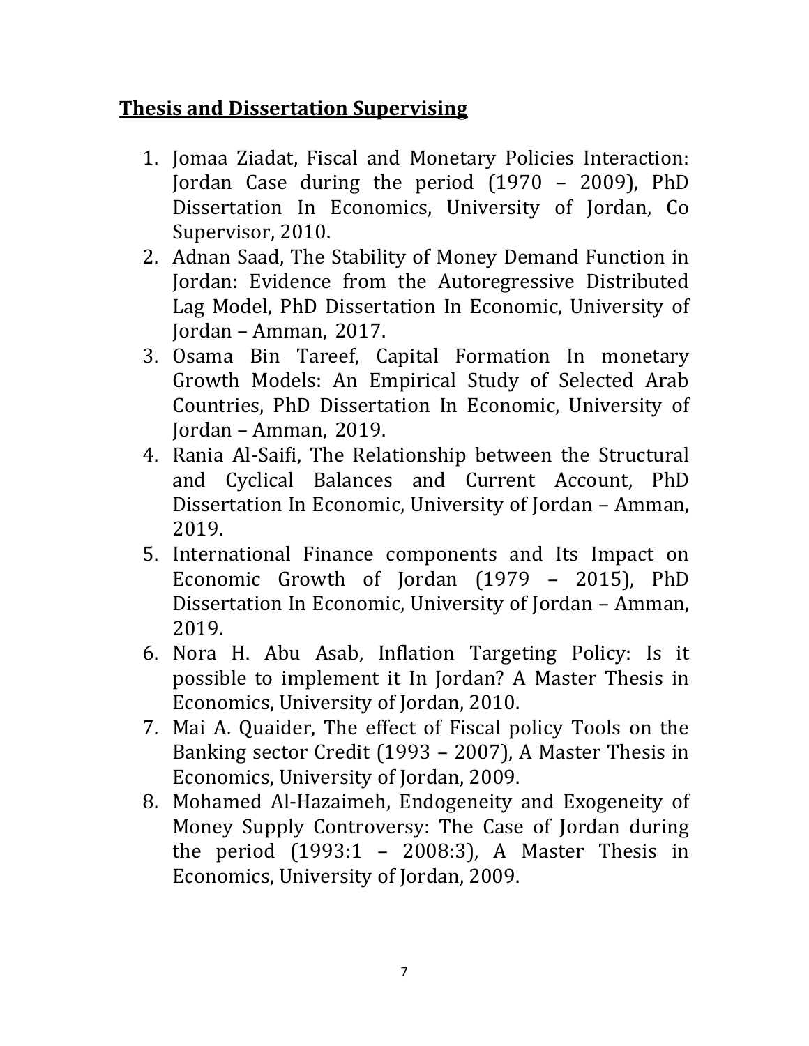## **Thesis and Dissertation Supervising**

1. Jomaa Ziadat, Fiscal and Monetary Policies Interaction: Jordan Case during the period (1970 – 2009), PhD Dissertation In Economics, University of Jordan, Co Supervisor, 2010.
2. Adnan Saad, The Stability of Money Demand Function in Jordan: Evidence from the Autoregressive Distributed Lag Model, PhD Dissertation In Economic, University of Jordan – Amman, 2017.
3. Osama Bin Tareef, Capital Formation In monetary Growth Models: An Empirical Study of Selected Arab Countries, PhD Dissertation In Economic, University of Jordan – Amman, 2019.
4. Rania Al-Saifi, The Relationship between the Structural and Cyclical Balances and Current Account, PhD Dissertation In Economic, University of Jordan – Amman, 2019.
5. International Finance components and Its Impact on Economic Growth of Jordan (1979 – 2015), PhD Dissertation In Economic, University of Jordan – Amman, 2019.
6. Nora H. Abu Asab, Inflation Targeting Policy: Is it possible to implement it In Jordan? A Master Thesis in Economics, University of Jordan, 2010.
7. Mai A. Quaider, The effect of Fiscal policy Tools on the Banking sector Credit (1993 – 2007), A Master Thesis in Economics, University of Jordan, 2009.
8. Mohamed Al-Hazaimeh, Endogeneity and Exogeneity of Money Supply Controversy: The Case of Jordan during the period (1993:1 – 2008:3), A Master Thesis in Economics, University of Jordan, 2009.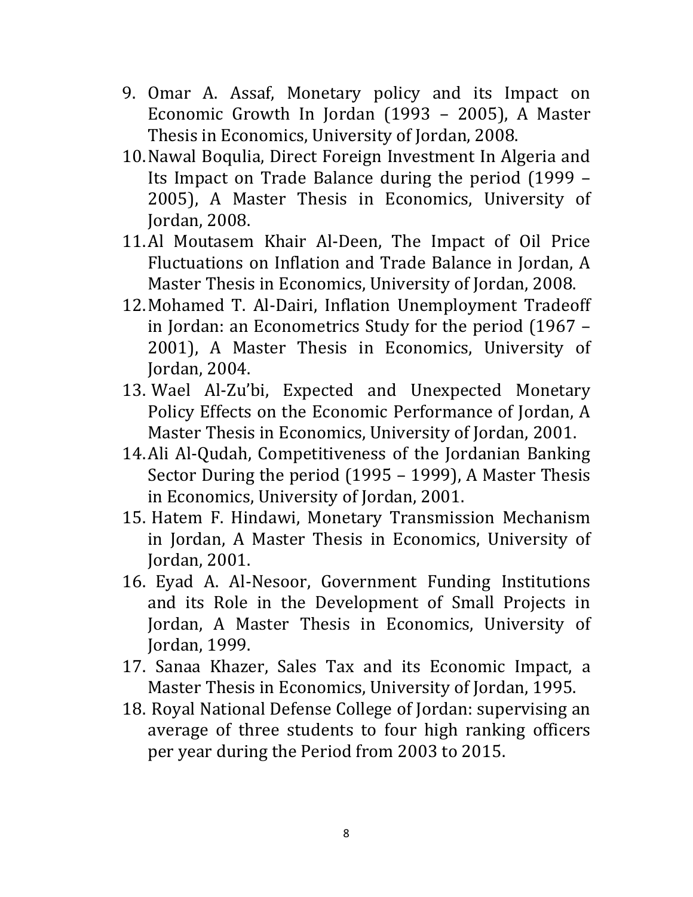9. Omar A. Assaf, Monetary policy and its Impact on Economic Growth In Jordan (1993 – 2005), A Master Thesis in Economics, University of Jordan, 2008.
10. Nawal Boqulia, Direct Foreign Investment In Algeria and Its Impact on Trade Balance during the period (1999 – 2005), A Master Thesis in Economics, University of Jordan, 2008.
11. Al Moutasem Khair Al-Deen, The Impact of Oil Price Fluctuations on Inflation and Trade Balance in Jordan, A Master Thesis in Economics, University of Jordan, 2008.
12. Mohamed T. Al-Dairi, Inflation Unemployment Tradeoff in Jordan: an Econometrics Study for the period (1967 – 2001), A Master Thesis in Economics, University of Jordan, 2004.
13. Wael Al-Zu'bi, Expected and Unexpected Monetary Policy Effects on the Economic Performance of Jordan, A Master Thesis in Economics, University of Jordan, 2001.
14. Ali Al-Qudah, Competitiveness of the Jordanian Banking Sector During the period (1995 – 1999), A Master Thesis in Economics, University of Jordan, 2001.
15. Hatem F. Hindawi, Monetary Transmission Mechanism in Jordan, A Master Thesis in Economics, University of Jordan, 2001.
16. Eyad A. Al-Nesoor, Government Funding Institutions and its Role in the Development of Small Projects in Jordan, A Master Thesis in Economics, University of Jordan, 1999.
17. Sanaa Khazer, Sales Tax and its Economic Impact, a Master Thesis in Economics, University of Jordan, 1995.
18. Royal National Defense College of Jordan: supervising an average of three students to four high ranking officers per year during the Period from 2003 to 2015.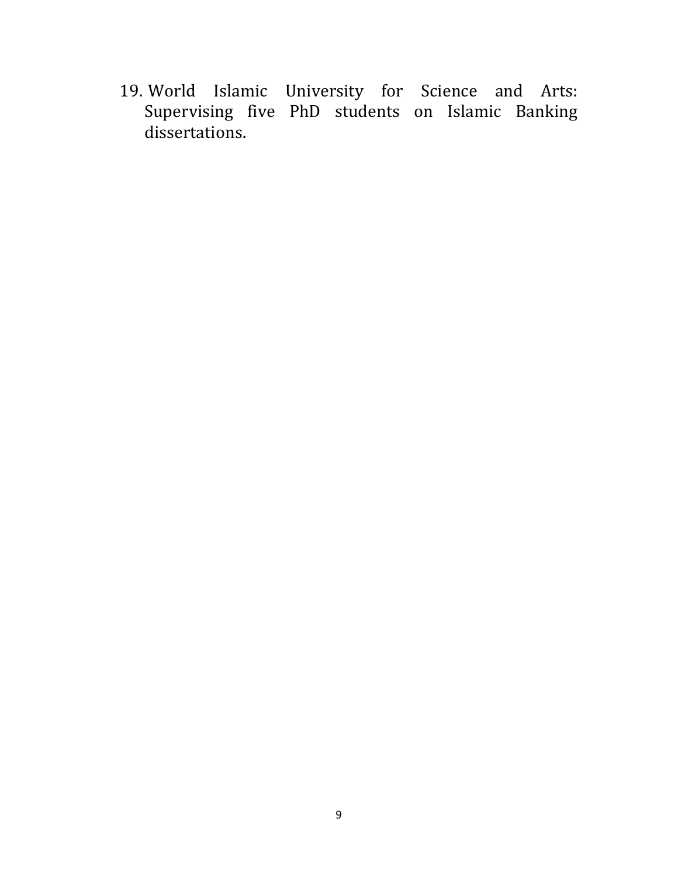19. World Islamic University for Science and Arts: Supervising five PhD students on Islamic Banking dissertations.